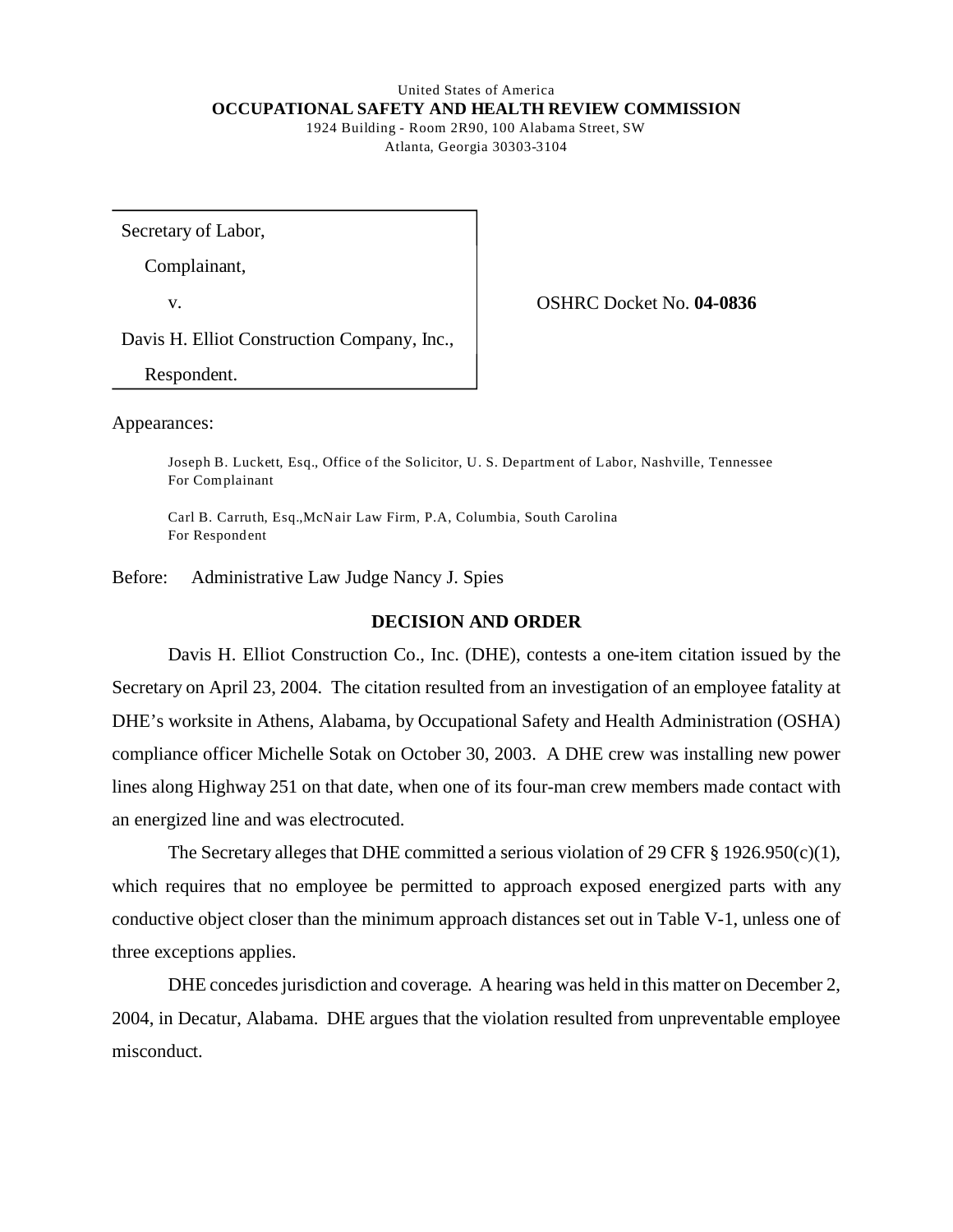United States of America
**OCCUPATIONAL SAFETY AND HEALTH REVIEW COMMISSION**
1924 Building - Room 2R90, 100 Alabama Street, SW
Atlanta, Georgia 30303-3104

| | |
|---|---|
| Secretary of Labor,<br>Complainant,<br>v.<br>Davis H. Elliot Construction Company, Inc.,<br>Respondent. | OSHRC Docket No. **04-0836** |

Appearances:

Joseph B. Luckett, Esq., Office of the Solicitor, U. S. Department of Labor, Nashville, Tennessee
For Complainant

Carl B. Carruth, Esq.,McNair Law Firm, P.A, Columbia, South Carolina
For Respondent

Before: Administrative Law Judge Nancy J. Spies

## DECISION AND ORDER

Davis H. Elliot Construction Co., Inc. (DHE), contests a one-item citation issued by the Secretary on April 23, 2004. The citation resulted from an investigation of an employee fatality at DHE's worksite in Athens, Alabama, by Occupational Safety and Health Administration (OSHA) compliance officer Michelle Sotak on October 30, 2003. A DHE crew was installing new power lines along Highway 251 on that date, when one of its four-man crew members made contact with an energized line and was electrocuted.

The Secretary alleges that DHE committed a serious violation of 29 CFR § 1926.950(c)(1), which requires that no employee be permitted to approach exposed energized parts with any conductive object closer than the minimum approach distances set out in Table V-1, unless one of three exceptions applies.

DHE concedes jurisdiction and coverage. A hearing was held in this matter on December 2, 2004, in Decatur, Alabama. DHE argues that the violation resulted from unpreventable employee misconduct.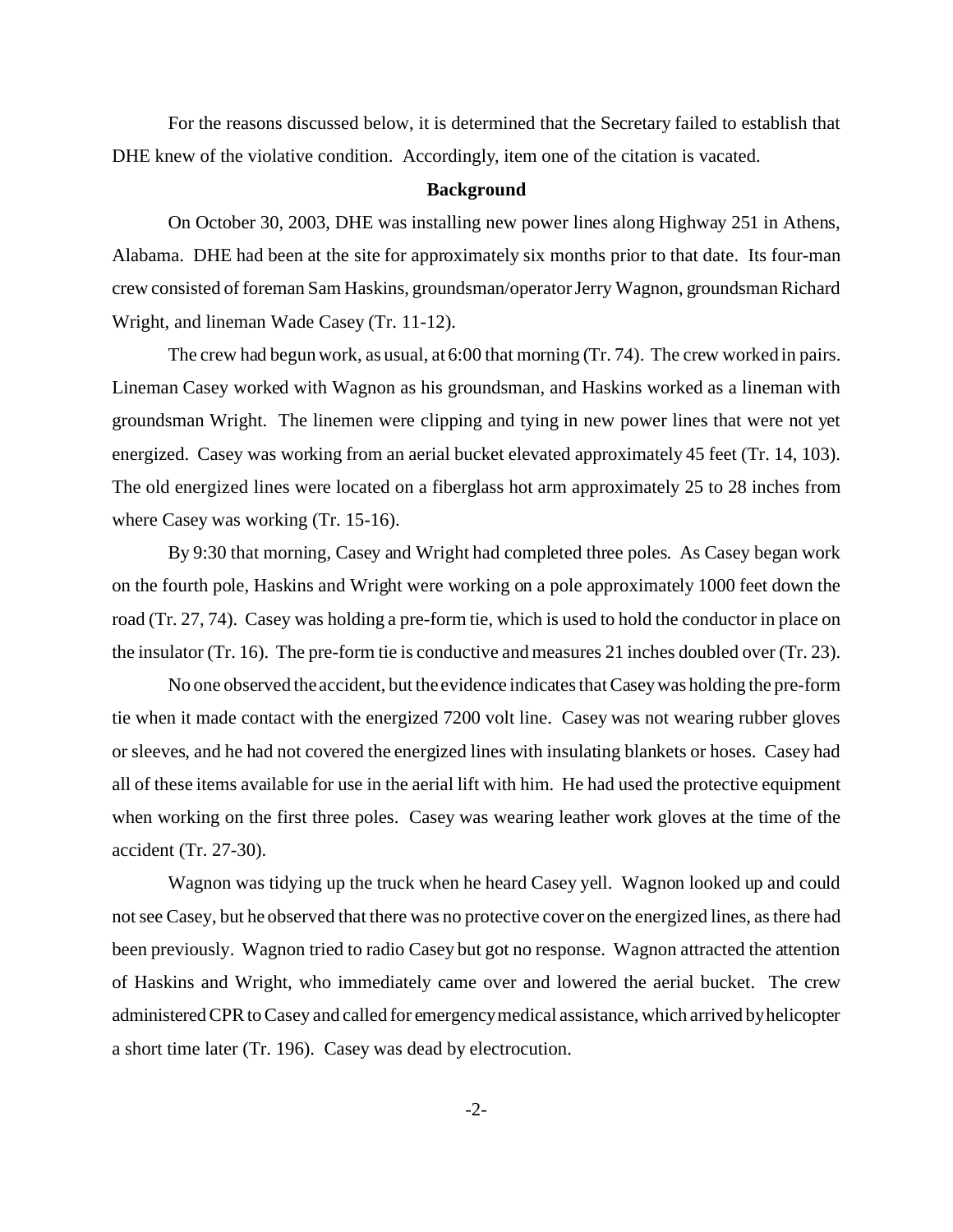For the reasons discussed below, it is determined that the Secretary failed to establish that DHE knew of the violative condition. Accordingly, item one of the citation is vacated.

**Background**

On October 30, 2003, DHE was installing new power lines along Highway 251 in Athens, Alabama. DHE had been at the site for approximately six months prior to that date. Its four-man crew consisted of foreman Sam Haskins, groundsman/operator Jerry Wagnon, groundsman Richard Wright, and lineman Wade Casey (Tr. 11-12).

The crew had begun work, as usual, at 6:00 that morning (Tr. 74). The crew worked in pairs. Lineman Casey worked with Wagnon as his groundsman, and Haskins worked as a lineman with groundsman Wright. The linemen were clipping and tying in new power lines that were not yet energized. Casey was working from an aerial bucket elevated approximately 45 feet (Tr. 14, 103). The old energized lines were located on a fiberglass hot arm approximately 25 to 28 inches from where Casey was working (Tr. 15-16).

By 9:30 that morning, Casey and Wright had completed three poles. As Casey began work on the fourth pole, Haskins and Wright were working on a pole approximately 1000 feet down the road (Tr. 27, 74). Casey was holding a pre-form tie, which is used to hold the conductor in place on the insulator (Tr. 16). The pre-form tie is conductive and measures 21 inches doubled over (Tr. 23).

No one observed the accident, but the evidence indicates that Casey was holding the pre-form tie when it made contact with the energized 7200 volt line. Casey was not wearing rubber gloves or sleeves, and he had not covered the energized lines with insulating blankets or hoses. Casey had all of these items available for use in the aerial lift with him. He had used the protective equipment when working on the first three poles. Casey was wearing leather work gloves at the time of the accident (Tr. 27-30).

Wagnon was tidying up the truck when he heard Casey yell. Wagnon looked up and could not see Casey, but he observed that there was no protective cover on the energized lines, as there had been previously. Wagnon tried to radio Casey but got no response. Wagnon attracted the attention of Haskins and Wright, who immediately came over and lowered the aerial bucket. The crew administered CPR to Casey and called for emergency medical assistance, which arrived by helicopter a short time later (Tr. 196). Casey was dead by electrocution.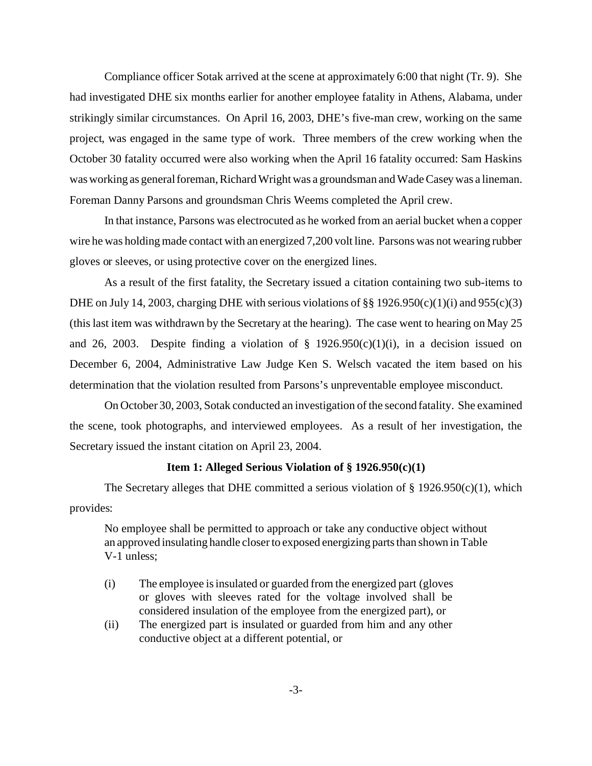Compliance officer Sotak arrived at the scene at approximately 6:00 that night (Tr. 9). She had investigated DHE six months earlier for another employee fatality in Athens, Alabama, under strikingly similar circumstances. On April 16, 2003, DHE's five-man crew, working on the same project, was engaged in the same type of work. Three members of the crew working when the October 30 fatality occurred were also working when the April 16 fatality occurred: Sam Haskins was working as general foreman, Richard Wright was a groundsman and Wade Casey was a lineman. Foreman Danny Parsons and groundsman Chris Weems completed the April crew.

In that instance, Parsons was electrocuted as he worked from an aerial bucket when a copper wire he was holding made contact with an energized 7,200 volt line. Parsons was not wearing rubber gloves or sleeves, or using protective cover on the energized lines.

As a result of the first fatality, the Secretary issued a citation containing two sub-items to DHE on July 14, 2003, charging DHE with serious violations of §§ 1926.950(c)(1)(i) and 955(c)(3) (this last item was withdrawn by the Secretary at the hearing). The case went to hearing on May 25 and 26, 2003. Despite finding a violation of § 1926.950(c)(1)(i), in a decision issued on December 6, 2004, Administrative Law Judge Ken S. Welsch vacated the item based on his determination that the violation resulted from Parsons's unpreventable employee misconduct.

On October 30, 2003, Sotak conducted an investigation of the second fatality. She examined the scene, took photographs, and interviewed employees. As a result of her investigation, the Secretary issued the instant citation on April 23, 2004.

### Item 1: Alleged Serious Violation of § 1926.950(c)(1)

The Secretary alleges that DHE committed a serious violation of § 1926.950(c)(1), which provides:

> No employee shall be permitted to approach or take any conductive object without an approved insulating handle closer to exposed energizing parts than shown in Table V-1 unless;
>
> (i) The employee is insulated or guarded from the energized part (gloves or gloves with sleeves rated for the voltage involved shall be considered insulation of the employee from the energized part), or
>
> (ii) The energized part is insulated or guarded from him and any other conductive object at a different potential, or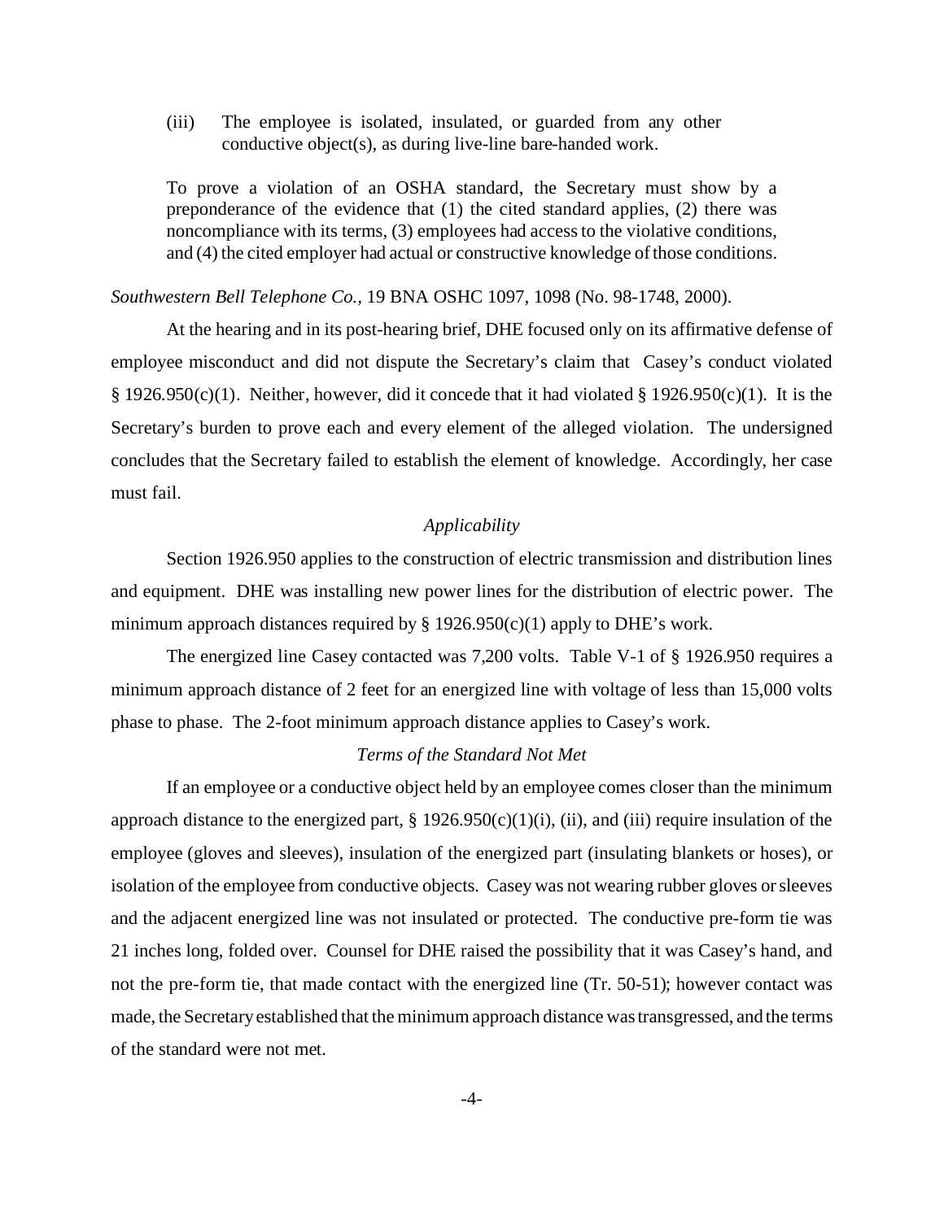> (iii) The employee is isolated, insulated, or guarded from any other conductive object(s), as during live-line bare-handed work.
>
> To prove a violation of an OSHA standard, the Secretary must show by a preponderance of the evidence that (1) the cited standard applies, (2) there was noncompliance with its terms, (3) employees had access to the violative conditions, and (4) the cited employer had actual or constructive knowledge of those conditions.

*Southwestern Bell Telephone Co.,* 19 BNA OSHC 1097, 1098 (No. 98-1748, 2000).

At the hearing and in its post-hearing brief, DHE focused only on its affirmative defense of employee misconduct and did not dispute the Secretary's claim that Casey's conduct violated § 1926.950(c)(1). Neither, however, did it concede that it had violated § 1926.950(c)(1). It is the Secretary's burden to prove each and every element of the alleged violation. The undersigned concludes that the Secretary failed to establish the element of knowledge. Accordingly, her case must fail.

*Applicability*

Section 1926.950 applies to the construction of electric transmission and distribution lines and equipment. DHE was installing new power lines for the distribution of electric power. The minimum approach distances required by § 1926.950(c)(1) apply to DHE's work.

The energized line Casey contacted was 7,200 volts. Table V-1 of § 1926.950 requires a minimum approach distance of 2 feet for an energized line with voltage of less than 15,000 volts phase to phase. The 2-foot minimum approach distance applies to Casey's work.

*Terms of the Standard Not Met*

If an employee or a conductive object held by an employee comes closer than the minimum approach distance to the energized part, § 1926.950(c)(1)(i), (ii), and (iii) require insulation of the employee (gloves and sleeves), insulation of the energized part (insulating blankets or hoses), or isolation of the employee from conductive objects. Casey was not wearing rubber gloves or sleeves and the adjacent energized line was not insulated or protected. The conductive pre-form tie was 21 inches long, folded over. Counsel for DHE raised the possibility that it was Casey's hand, and not the pre-form tie, that made contact with the energized line (Tr. 50-51); however contact was made, the Secretary established that the minimum approach distance was transgressed, and the terms of the standard were not met.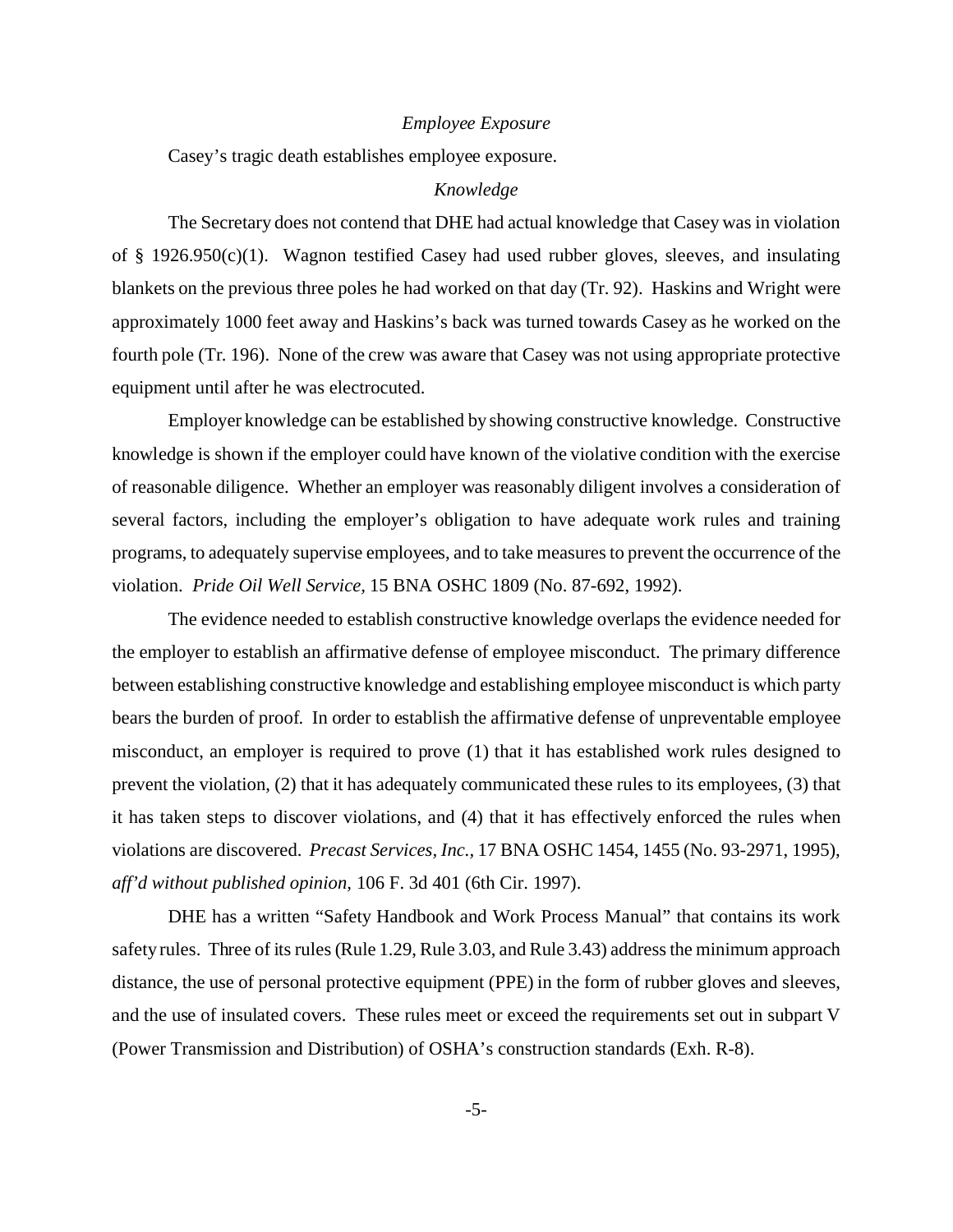*Employee Exposure*

Casey's tragic death establishes employee exposure.

*Knowledge*

The Secretary does not contend that DHE had actual knowledge that Casey was in violation of § 1926.950(c)(1). Wagnon testified Casey had used rubber gloves, sleeves, and insulating blankets on the previous three poles he had worked on that day (Tr. 92). Haskins and Wright were approximately 1000 feet away and Haskins's back was turned towards Casey as he worked on the fourth pole (Tr. 196). None of the crew was aware that Casey was not using appropriate protective equipment until after he was electrocuted.

Employer knowledge can be established by showing constructive knowledge. Constructive knowledge is shown if the employer could have known of the violative condition with the exercise of reasonable diligence. Whether an employer was reasonably diligent involves a consideration of several factors, including the employer's obligation to have adequate work rules and training programs, to adequately supervise employees, and to take measures to prevent the occurrence of the violation. *Pride Oil Well Service,* 15 BNA OSHC 1809 (No. 87-692, 1992).

The evidence needed to establish constructive knowledge overlaps the evidence needed for the employer to establish an affirmative defense of employee misconduct. The primary difference between establishing constructive knowledge and establishing employee misconduct is which party bears the burden of proof. In order to establish the affirmative defense of unpreventable employee misconduct, an employer is required to prove (1) that it has established work rules designed to prevent the violation, (2) that it has adequately communicated these rules to its employees, (3) that it has taken steps to discover violations, and (4) that it has effectively enforced the rules when violations are discovered. *Precast Services, Inc.,* 17 BNA OSHC 1454, 1455 (No. 93-2971, 1995), *aff'd without published opinion,* 106 F. 3d 401 (6th Cir. 1997).

DHE has a written "Safety Handbook and Work Process Manual" that contains its work safety rules. Three of its rules (Rule 1.29, Rule 3.03, and Rule 3.43) address the minimum approach distance, the use of personal protective equipment (PPE) in the form of rubber gloves and sleeves, and the use of insulated covers. These rules meet or exceed the requirements set out in subpart V (Power Transmission and Distribution) of OSHA's construction standards (Exh. R-8).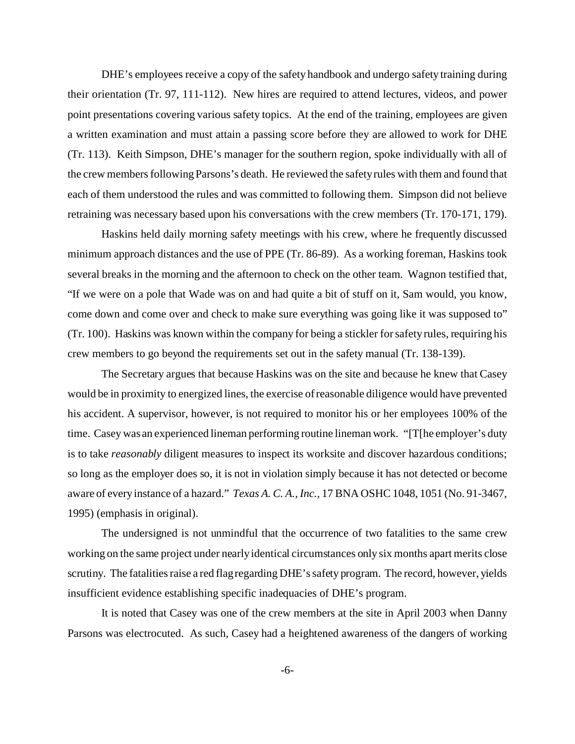DHE's employees receive a copy of the safety handbook and undergo safety training during their orientation (Tr. 97, 111-112). New hires are required to attend lectures, videos, and power point presentations covering various safety topics. At the end of the training, employees are given a written examination and must attain a passing score before they are allowed to work for DHE (Tr. 113). Keith Simpson, DHE's manager for the southern region, spoke individually with all of the crew members following Parsons's death. He reviewed the safety rules with them and found that each of them understood the rules and was committed to following them. Simpson did not believe retraining was necessary based upon his conversations with the crew members (Tr. 170-171, 179).

Haskins held daily morning safety meetings with his crew, where he frequently discussed minimum approach distances and the use of PPE (Tr. 86-89). As a working foreman, Haskins took several breaks in the morning and the afternoon to check on the other team. Wagnon testified that, "If we were on a pole that Wade was on and had quite a bit of stuff on it, Sam would, you know, come down and come over and check to make sure everything was going like it was supposed to" (Tr. 100). Haskins was known within the company for being a stickler for safety rules, requiring his crew members to go beyond the requirements set out in the safety manual (Tr. 138-139).

The Secretary argues that because Haskins was on the site and because he knew that Casey would be in proximity to energized lines, the exercise of reasonable diligence would have prevented his accident. A supervisor, however, is not required to monitor his or her employees 100% of the time. Casey was an experienced lineman performing routine lineman work. "[T[he employer's duty is to take *reasonably* diligent measures to inspect its worksite and discover hazardous conditions; so long as the employer does so, it is not in violation simply because it has not detected or become aware of every instance of a hazard." *Texas A. C. A., Inc.*, 17 BNA OSHC 1048, 1051 (No. 91-3467, 1995) (emphasis in original).

The undersigned is not unmindful that the occurrence of two fatalities to the same crew working on the same project under nearly identical circumstances only six months apart merits close scrutiny. The fatalities raise a red flag regarding DHE's safety program. The record, however, yields insufficient evidence establishing specific inadequacies of DHE's program.

It is noted that Casey was one of the crew members at the site in April 2003 when Danny Parsons was electrocuted. As such, Casey had a heightened awareness of the dangers of working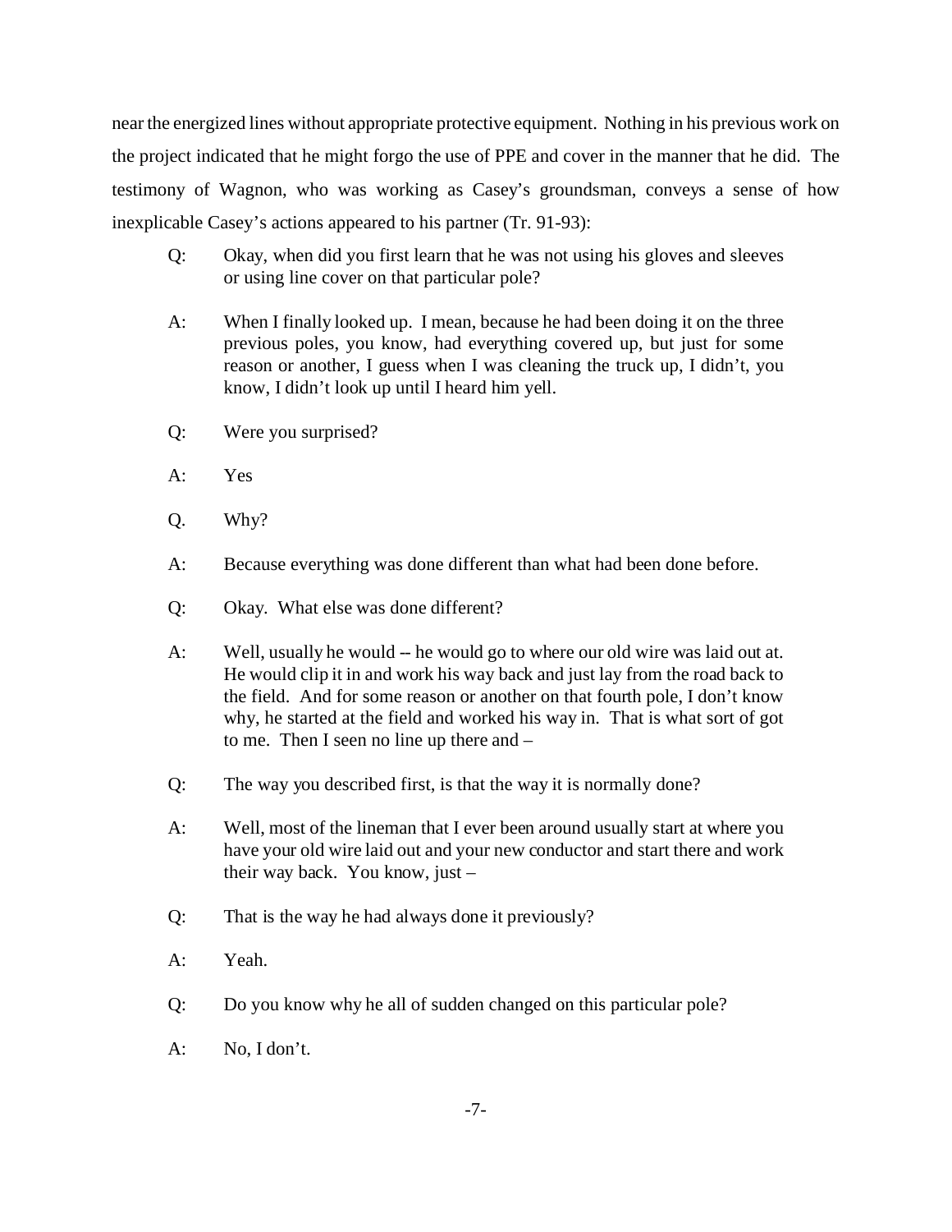near the energized lines without appropriate protective equipment. Nothing in his previous work on the project indicated that he might forgo the use of PPE and cover in the manner that he did. The testimony of Wagnon, who was working as Casey's groundsman, conveys a sense of how inexplicable Casey's actions appeared to his partner (Tr. 91-93):

> Q: Okay, when did you first learn that he was not using his gloves and sleeves or using line cover on that particular pole?
>
> A: When I finally looked up. I mean, because he had been doing it on the three previous poles, you know, had everything covered up, but just for some reason or another, I guess when I was cleaning the truck up, I didn't, you know, I didn't look up until I heard him yell.
>
> Q: Were you surprised?
>
> A: Yes
>
> Q. Why?
>
> A: Because everything was done different than what had been done before.
>
> Q: Okay. What else was done different?
>
> A: Well, usually he would -- he would go to where our old wire was laid out at. He would clip it in and work his way back and just lay from the road back to the field. And for some reason or another on that fourth pole, I don't know why, he started at the field and worked his way in. That is what sort of got to me. Then I seen no line up there and –
>
> Q: The way you described first, is that the way it is normally done?
>
> A: Well, most of the lineman that I ever been around usually start at where you have your old wire laid out and your new conductor and start there and work their way back. You know, just –
>
> Q: That is the way he had always done it previously?
>
> A: Yeah.
>
> Q: Do you know why he all of sudden changed on this particular pole?
>
> A: No, I don't.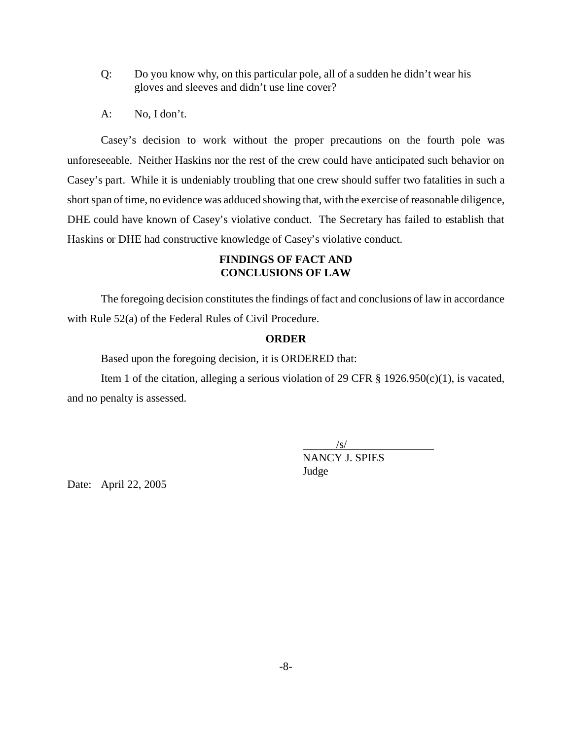Q: Do you know why, on this particular pole, all of a sudden he didn't wear his gloves and sleeves and didn't use line cover?

A: No, I don't.

Casey's decision to work without the proper precautions on the fourth pole was unforeseeable. Neither Haskins nor the rest of the crew could have anticipated such behavior on Casey's part. While it is undeniably troubling that one crew should suffer two fatalities in such a short span of time, no evidence was adduced showing that, with the exercise of reasonable diligence, DHE could have known of Casey's violative conduct. The Secretary has failed to establish that Haskins or DHE had constructive knowledge of Casey's violative conduct.

## FINDINGS OF FACT AND CONCLUSIONS OF LAW

The foregoing decision constitutes the findings of fact and conclusions of law in accordance with Rule 52(a) of the Federal Rules of Civil Procedure.

## ORDER

Based upon the foregoing decision, it is ORDERED that:

Item 1 of the citation, alleging a serious violation of 29 CFR § 1926.950(c)(1), is vacated, and no penalty is assessed.

/s/
NANCY J. SPIES
Judge

Date: April 22, 2005